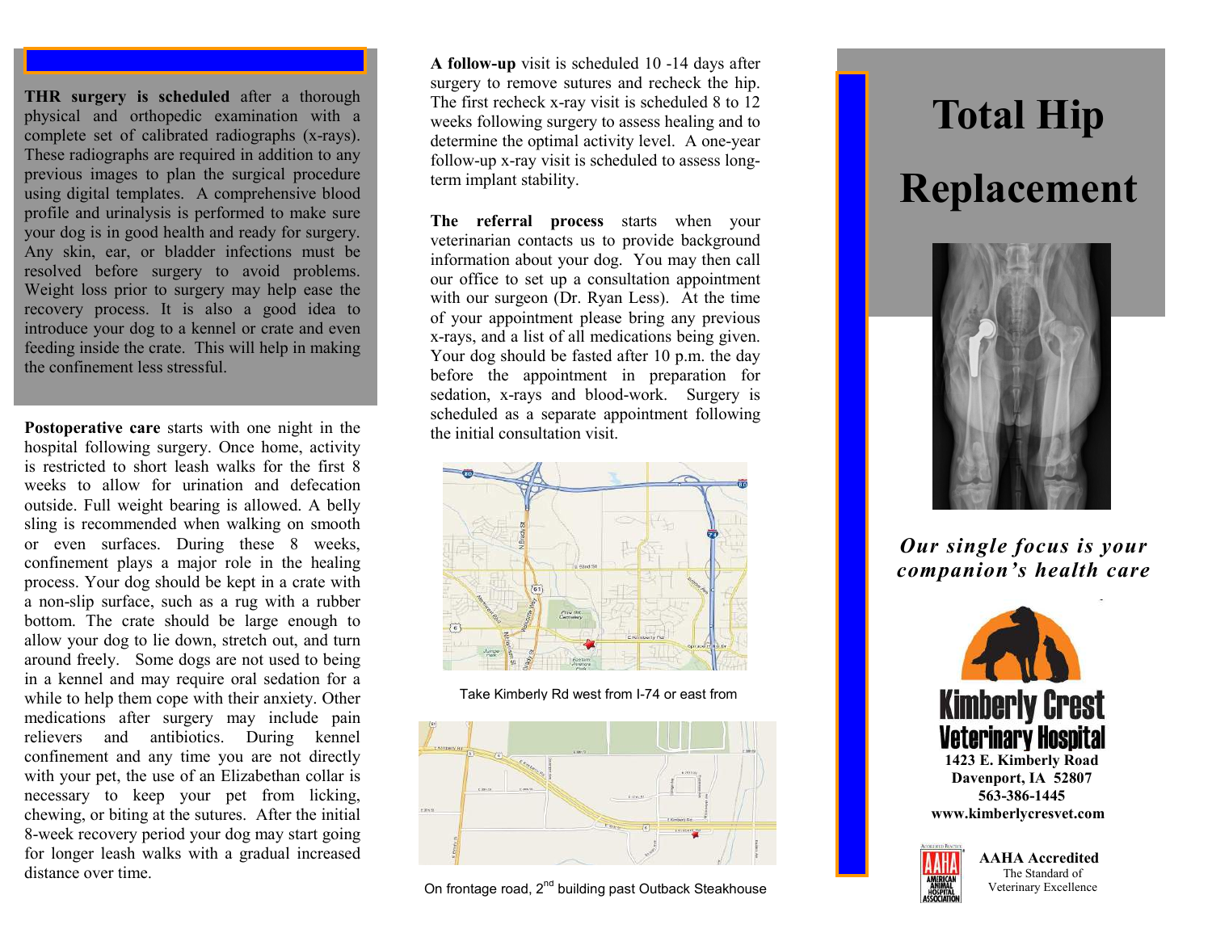**THR surgery is scheduled** after a thorough physical and orthopedic examination with a complete set of calibrated radiographs (x-rays). These radiographs are required in addition to any previous images to plan the surgical procedure using digital templates. A comprehensive blood profile and urinalysis is performed to make sure your dog is in good health and ready for surgery. Any skin, ear, or bladder infections must be resolved before surgery to avoid problems. Weight loss prior to surgery may help ease the recovery process. It is also a good idea to introduce your dog to a kennel or crate and even feeding inside the crate. This will help in making the confinement less stressful.

**Postoperative care** starts with one night in the hospital following surgery. Once home, activity is restricted to short leash walks for the first 8 weeks to allow for urination and defecation outside. Full weight bearing is allowed. A belly sling is recommended when walking on smooth or even surfaces. During these 8 weeks, confinement plays a major role in the healing process. Your dog should be kept in a crate with a non-slip surface, such as a rug with a rubber bottom. The crate should be large enough to allow your dog to lie down, stretch out, and turn around freely. Some dogs are not used to being in a kennel and may require oral sedation for a while to help them cope with their anxiety. Other medications after surgery may include pain relievers and antibiotics. During kennel confinement and any time you are not directly with your pet, the use of an Elizabethan collar is necessary to keep your pet from licking, chewing, or biting at the sutures. After the initial 8-week recovery period your dog may start going for longer leash walks with a gradual increased distance over time.

**A follow-up** visit is scheduled 10 -14 days after surgery to remove sutures and recheck the hip. The first recheck x-ray visit is scheduled 8 to 12 weeks following surgery to assess healing and to determine the optimal activity level. A one-year follow-up x-ray visit is scheduled to assess long-term implant stability.

**The referral process** starts when your veterinarian contacts us to provide background information about your dog. You may then call our office to set up a consultation appointment with our surgeon (Dr. Ryan Less). At the time of your appointment please bring any previous x-rays, and a list of all medications being given. Your dog should be fasted after 10 p.m. the day before the appointment in preparation for sedation, x-rays and blood-work. Surgery is scheduled as a separate appointment following the initial consultation visit.

Take Kimberly Rd west from I-74 or east from

On frontage road, 2nd building past Outback Steakhouse

# Total Hip Replacement

***Our single focus is your companion's health care***

**Kimberly Crest Veterinary Hospital**

**1423 E. Kimberly Road**
**Davenport, IA 52807**
**563-386-1445**
**www.kimberlycresvet.com**

**AAHA Accredited**
The Standard of Veterinary Excellence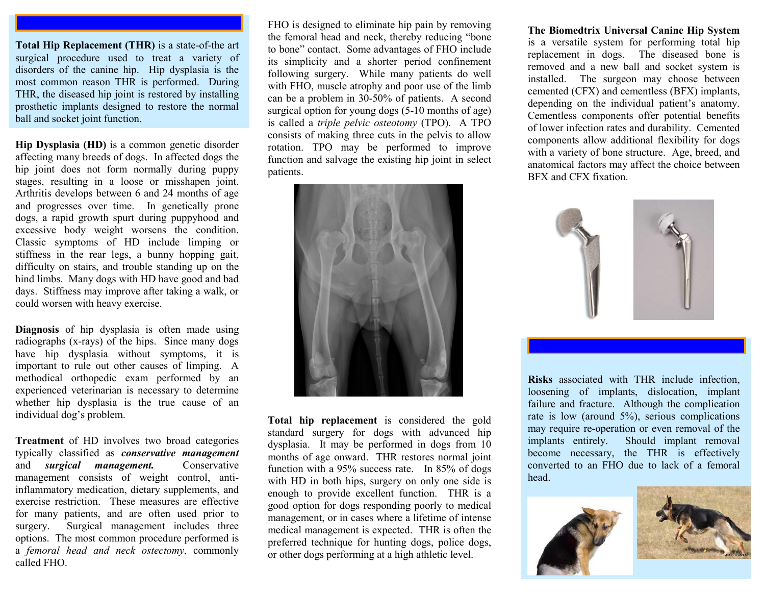**Total Hip Replacement (THR)** is a state-of-the art surgical procedure used to treat a variety of disorders of the canine hip. Hip dysplasia is the most common reason THR is performed. During THR, the diseased hip joint is restored by installing prosthetic implants designed to restore the normal ball and socket joint function.

**Hip Dysplasia (HD)** is a common genetic disorder affecting many breeds of dogs. In affected dogs the hip joint does not form normally during puppy stages, resulting in a loose or misshapen joint. Arthritis develops between 6 and 24 months of age and progresses over time. In genetically prone dogs, a rapid growth spurt during puppyhood and excessive body weight worsens the condition. Classic symptoms of HD include limping or stiffness in the rear legs, a bunny hopping gait, difficulty on stairs, and trouble standing up on the hind limbs. Many dogs with HD have good and bad days. Stiffness may improve after taking a walk, or could worsen with heavy exercise.

**Diagnosis** of hip dysplasia is often made using radiographs (x-rays) of the hips. Since many dogs have hip dysplasia without symptoms, it is important to rule out other causes of limping. A methodical orthopedic exam performed by an experienced veterinarian is necessary to determine whether hip dysplasia is the true cause of an individual dog's problem.

**Treatment** of HD involves two broad categories typically classified as ***conservative management*** and ***surgical management.*** Conservative management consists of weight control, anti-inflammatory medication, dietary supplements, and exercise restriction. These measures are effective for many patients, and are often used prior to surgery. Surgical management includes three options. The most common procedure performed is a *femoral head and neck ostectomy*, commonly called FHO.

FHO is designed to eliminate hip pain by removing the femoral head and neck, thereby reducing "bone to bone" contact. Some advantages of FHO include its simplicity and a shorter period confinement following surgery. While many patients do well with FHO, muscle atrophy and poor use of the limb can be a problem in 30-50% of patients. A second surgical option for young dogs (5-10 months of age) is called a *triple pelvic osteotomy* (TPO). A TPO consists of making three cuts in the pelvis to allow rotation. TPO may be performed to improve function and salvage the existing hip joint in select patients.

**Total hip replacement** is considered the gold standard surgery for dogs with advanced hip dysplasia. It may be performed in dogs from 10 months of age onward. THR restores normal joint function with a 95% success rate. In 85% of dogs with HD in both hips, surgery on only one side is enough to provide excellent function. THR is a good option for dogs responding poorly to medical management, or in cases where a lifetime of intense medical management is expected. THR is often the preferred technique for hunting dogs, police dogs, or other dogs performing at a high athletic level.

**The Biomedtrix Universal Canine Hip System** is a versatile system for performing total hip replacement in dogs. The diseased bone is removed and a new ball and socket system is installed. The surgeon may choose between cemented (CFX) and cementless (BFX) implants, depending on the individual patient's anatomy. Cementless components offer potential benefits of lower infection rates and durability. Cemented components allow additional flexibility for dogs with a variety of bone structure. Age, breed, and anatomical factors may affect the choice between BFX and CFX fixation.

**Risks** associated with THR include infection, loosening of implants, dislocation, implant failure and fracture. Although the complication rate is low (around 5%), serious complications may require re-operation or even removal of the implants entirely. Should implant removal become necessary, the THR is effectively converted to an FHO due to lack of a femoral head.